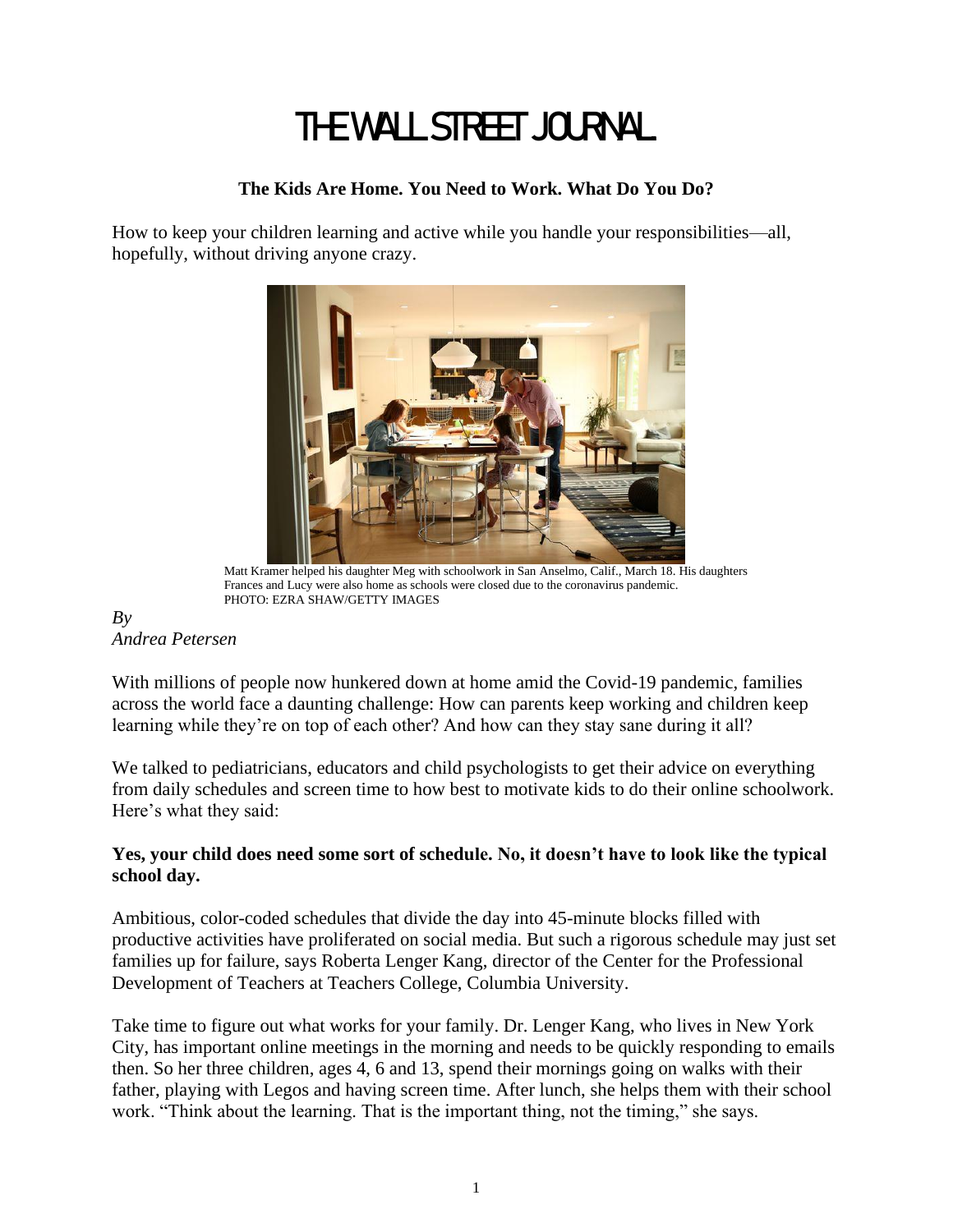# THE WALL STREET JOURNAL

## The Kids Are Home. You Need to Work. What Do You Do?

How to keep your children learning and active while you handle your responsibilities—all, hopefully, without driving anyone crazy.

Matt Kramer helped his daughter Meg with schoolwork in San Anselmo, Calif., March 18. His daughters Frances and Lucy were also home as schools were closed due to the coronavirus pandemic.
PHOTO: EZRA SHAW/GETTY IMAGES

*By*
*Andrea Petersen*

With millions of people now hunkered down at home amid the Covid-19 pandemic, families across the world face a daunting challenge: How can parents keep working and children keep learning while they're on top of each other? And how can they stay sane during it all?

We talked to pediatricians, educators and child psychologists to get their advice on everything from daily schedules and screen time to how best to motivate kids to do their online schoolwork. Here's what they said:

**Yes, your child does need some sort of schedule. No, it doesn't have to look like the typical school day.**

Ambitious, color-coded schedules that divide the day into 45-minute blocks filled with productive activities have proliferated on social media. But such a rigorous schedule may just set families up for failure, says Roberta Lenger Kang, director of the Center for the Professional Development of Teachers at Teachers College, Columbia University.

Take time to figure out what works for your family. Dr. Lenger Kang, who lives in New York City, has important online meetings in the morning and needs to be quickly responding to emails then. So her three children, ages 4, 6 and 13, spend their mornings going on walks with their father, playing with Legos and having screen time. After lunch, she helps them with their school work. "Think about the learning. That is the important thing, not the timing," she says.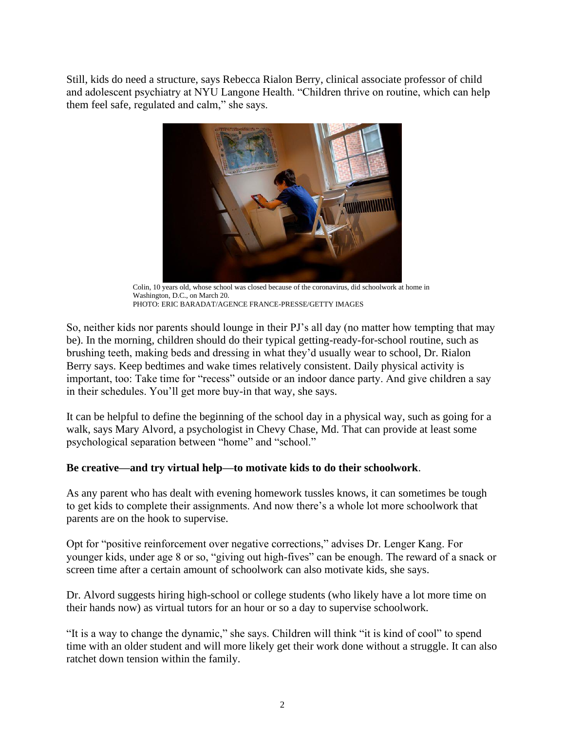Still, kids do need a structure, says Rebecca Rialon Berry, clinical associate professor of child and adolescent psychiatry at NYU Langone Health. "Children thrive on routine, which can help them feel safe, regulated and calm," she says.

Colin, 10 years old, whose school was closed because of the coronavirus, did schoolwork at home in Washington, D.C., on March 20.
PHOTO: ERIC BARADAT/AGENCE FRANCE-PRESSE/GETTY IMAGES

So, neither kids nor parents should lounge in their PJ's all day (no matter how tempting that may be). In the morning, children should do their typical getting-ready-for-school routine, such as brushing teeth, making beds and dressing in what they'd usually wear to school, Dr. Rialon Berry says. Keep bedtimes and wake times relatively consistent. Daily physical activity is important, too: Take time for "recess" outside or an indoor dance party. And give children a say in their schedules. You'll get more buy-in that way, she says.

It can be helpful to define the beginning of the school day in a physical way, such as going for a walk, says Mary Alvord, a psychologist in Chevy Chase, Md. That can provide at least some psychological separation between "home" and "school."

**Be creative—and try virtual help—to motivate kids to do their schoolwork**.

As any parent who has dealt with evening homework tussles knows, it can sometimes be tough to get kids to complete their assignments. And now there's a whole lot more schoolwork that parents are on the hook to supervise.

Opt for "positive reinforcement over negative corrections," advises Dr. Lenger Kang. For younger kids, under age 8 or so, "giving out high-fives" can be enough. The reward of a snack or screen time after a certain amount of schoolwork can also motivate kids, she says.

Dr. Alvord suggests hiring high-school or college students (who likely have a lot more time on their hands now) as virtual tutors for an hour or so a day to supervise schoolwork.

"It is a way to change the dynamic," she says. Children will think "it is kind of cool" to spend time with an older student and will more likely get their work done without a struggle. It can also ratchet down tension within the family.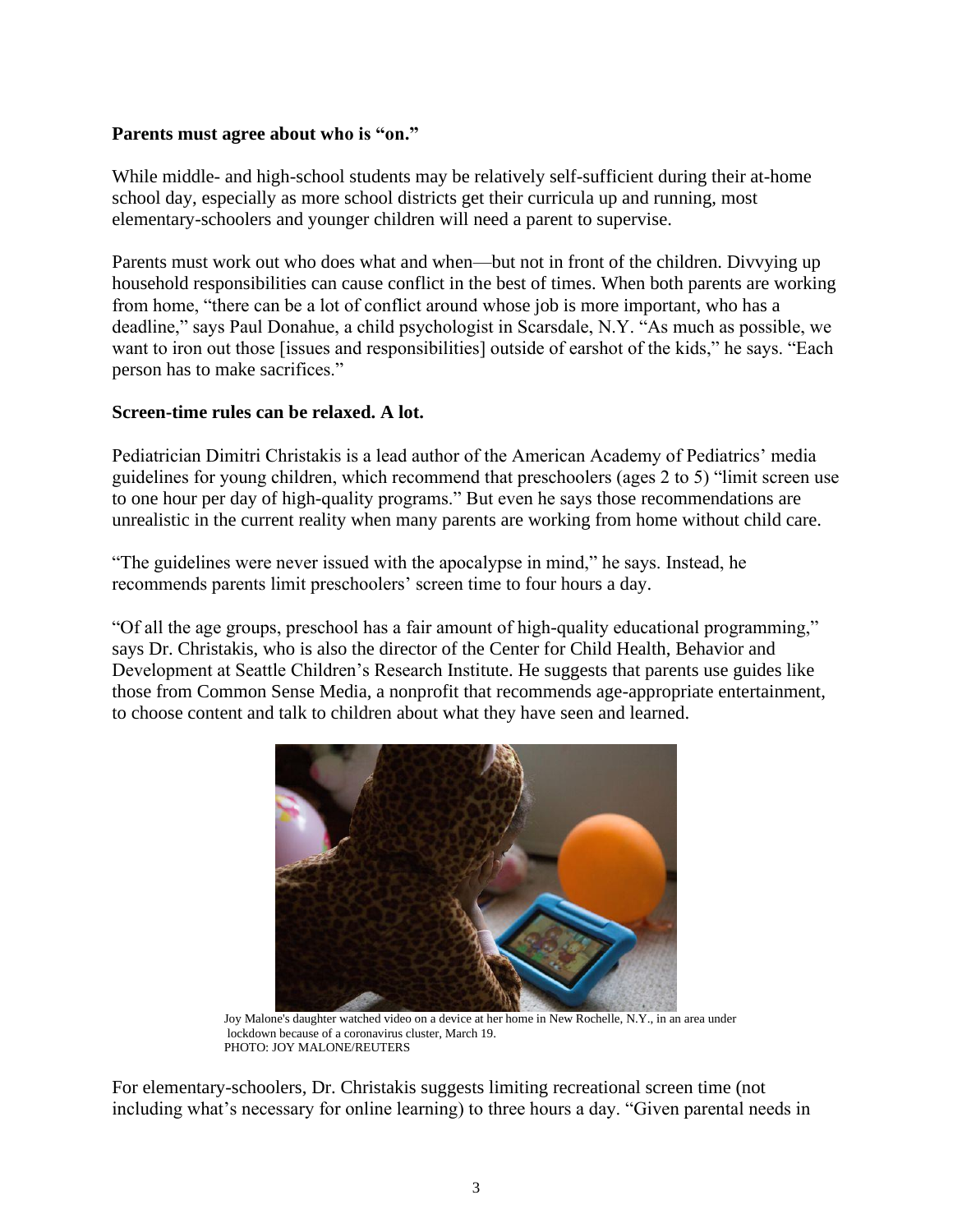**Parents must agree about who is "on."**

While middle- and high-school students may be relatively self-sufficient during their at-home school day, especially as more school districts get their curricula up and running, most elementary-schoolers and younger children will need a parent to supervise.

Parents must work out who does what and when—but not in front of the children. Divvying up household responsibilities can cause conflict in the best of times. When both parents are working from home, "there can be a lot of conflict around whose job is more important, who has a deadline," says Paul Donahue, a child psychologist in Scarsdale, N.Y. "As much as possible, we want to iron out those [issues and responsibilities] outside of earshot of the kids," he says. "Each person has to make sacrifices."

**Screen-time rules can be relaxed. A lot.**

Pediatrician Dimitri Christakis is a lead author of the American Academy of Pediatrics' media guidelines for young children, which recommend that preschoolers (ages 2 to 5) "limit screen use to one hour per day of high-quality programs." But even he says those recommendations are unrealistic in the current reality when many parents are working from home without child care.

"The guidelines were never issued with the apocalypse in mind," he says. Instead, he recommends parents limit preschoolers' screen time to four hours a day.

"Of all the age groups, preschool has a fair amount of high-quality educational programming," says Dr. Christakis, who is also the director of the Center for Child Health, Behavior and Development at Seattle Children's Research Institute. He suggests that parents use guides like those from Common Sense Media, a nonprofit that recommends age-appropriate entertainment, to choose content and talk to children about what they have seen and learned.

Joy Malone's daughter watched video on a device at her home in New Rochelle, N.Y., in an area under lockdown because of a coronavirus cluster, March 19.
PHOTO: JOY MALONE/REUTERS

For elementary-schoolers, Dr. Christakis suggests limiting recreational screen time (not including what's necessary for online learning) to three hours a day. "Given parental needs in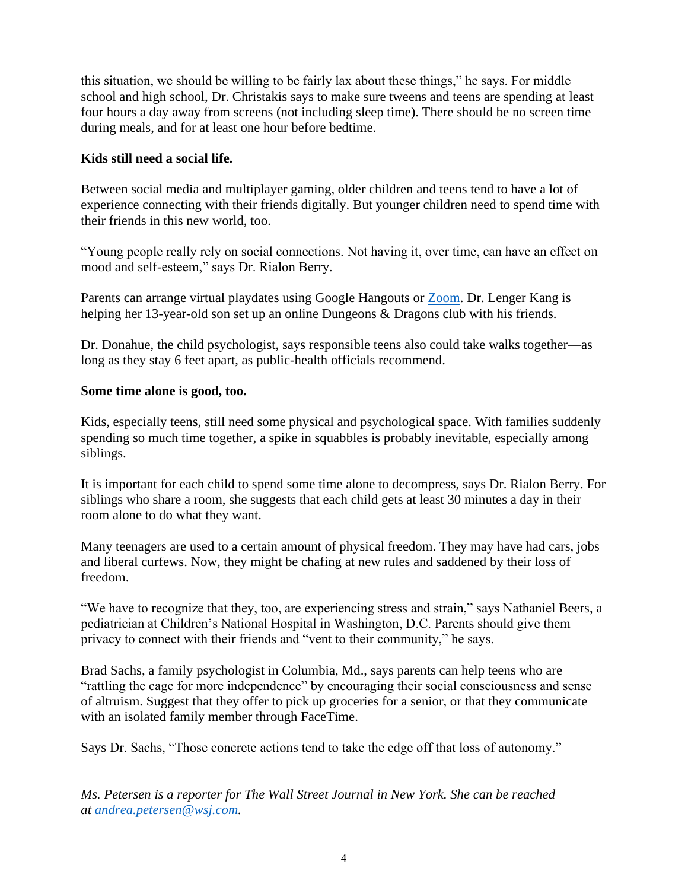this situation, we should be willing to be fairly lax about these things," he says. For middle school and high school, Dr. Christakis says to make sure tweens and teens are spending at least four hours a day away from screens (not including sleep time). There should be no screen time during meals, and for at least one hour before bedtime.

**Kids still need a social life.**

Between social media and multiplayer gaming, older children and teens tend to have a lot of experience connecting with their friends digitally. But younger children need to spend time with their friends in this new world, too.

"Young people really rely on social connections. Not having it, over time, can have an effect on mood and self-esteem," says Dr. Rialon Berry.

Parents can arrange virtual playdates using Google Hangouts or [Zoom](). Dr. Lenger Kang is helping her 13-year-old son set up an online Dungeons & Dragons club with his friends.

Dr. Donahue, the child psychologist, says responsible teens also could take walks together—as long as they stay 6 feet apart, as public-health officials recommend.

**Some time alone is good, too.**

Kids, especially teens, still need some physical and psychological space. With families suddenly spending so much time together, a spike in squabbles is probably inevitable, especially among siblings.

It is important for each child to spend some time alone to decompress, says Dr. Rialon Berry. For siblings who share a room, she suggests that each child gets at least 30 minutes a day in their room alone to do what they want.

Many teenagers are used to a certain amount of physical freedom. They may have had cars, jobs and liberal curfews. Now, they might be chafing at new rules and saddened by their loss of freedom.

"We have to recognize that they, too, are experiencing stress and strain," says Nathaniel Beers, a pediatrician at Children's National Hospital in Washington, D.C. Parents should give them privacy to connect with their friends and "vent to their community," he says.

Brad Sachs, a family psychologist in Columbia, Md., says parents can help teens who are "rattling the cage for more independence" by encouraging their social consciousness and sense of altruism. Suggest that they offer to pick up groceries for a senior, or that they communicate with an isolated family member through FaceTime.

Says Dr. Sachs, "Those concrete actions tend to take the edge off that loss of autonomy."

*Ms. Petersen is a reporter for The Wall Street Journal in New York. She can be reached at [andrea.petersen@wsj.com](mailto:andrea.petersen@wsj.com).*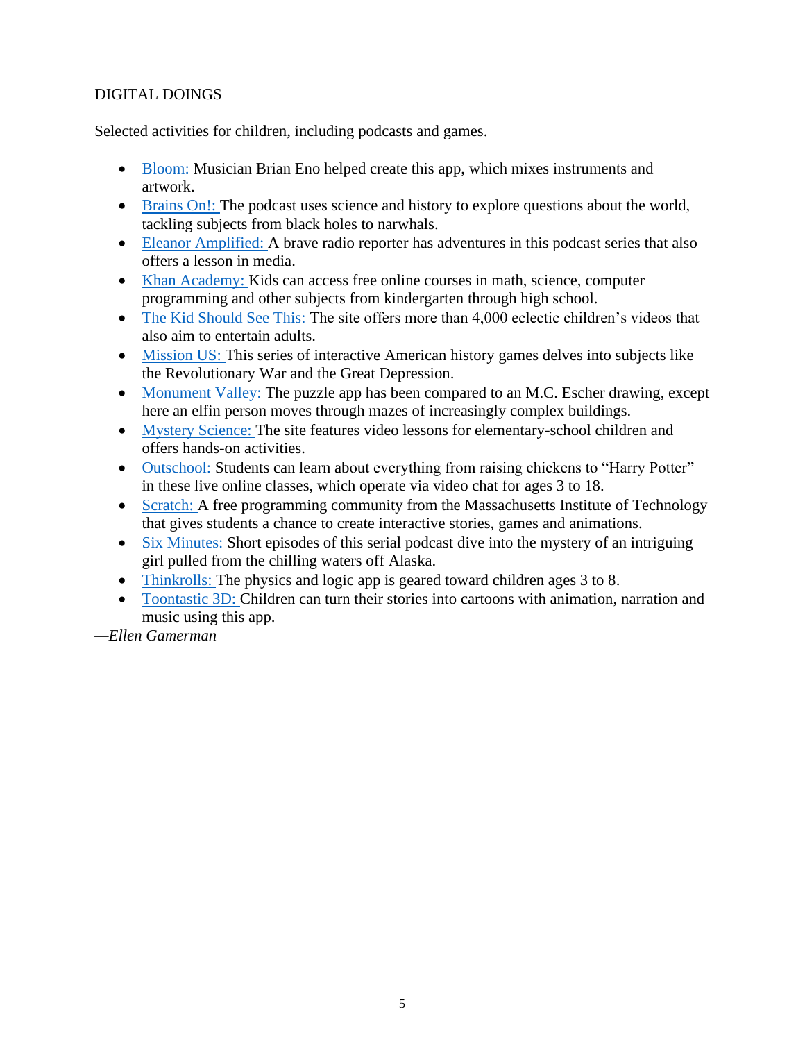DIGITAL DOINGS

Selected activities for children, including podcasts and games.

- Bloom: Musician Brian Eno helped create this app, which mixes instruments and artwork.
- Brains On!: The podcast uses science and history to explore questions about the world, tackling subjects from black holes to narwhals.
- Eleanor Amplified: A brave radio reporter has adventures in this podcast series that also offers a lesson in media.
- Khan Academy: Kids can access free online courses in math, science, computer programming and other subjects from kindergarten through high school.
- The Kid Should See This: The site offers more than 4,000 eclectic children's videos that also aim to entertain adults.
- Mission US: This series of interactive American history games delves into subjects like the Revolutionary War and the Great Depression.
- Monument Valley: The puzzle app has been compared to an M.C. Escher drawing, except here an elfin person moves through mazes of increasingly complex buildings.
- Mystery Science: The site features video lessons for elementary-school children and offers hands-on activities.
- Outschool: Students can learn about everything from raising chickens to "Harry Potter" in these live online classes, which operate via video chat for ages 3 to 18.
- Scratch: A free programming community from the Massachusetts Institute of Technology that gives students a chance to create interactive stories, games and animations.
- Six Minutes: Short episodes of this serial podcast dive into the mystery of an intriguing girl pulled from the chilling waters off Alaska.
- Thinkrolls: The physics and logic app is geared toward children ages 3 to 8.
- Toontastic 3D: Children can turn their stories into cartoons with animation, narration and music using this app.

—*Ellen Gamerman*